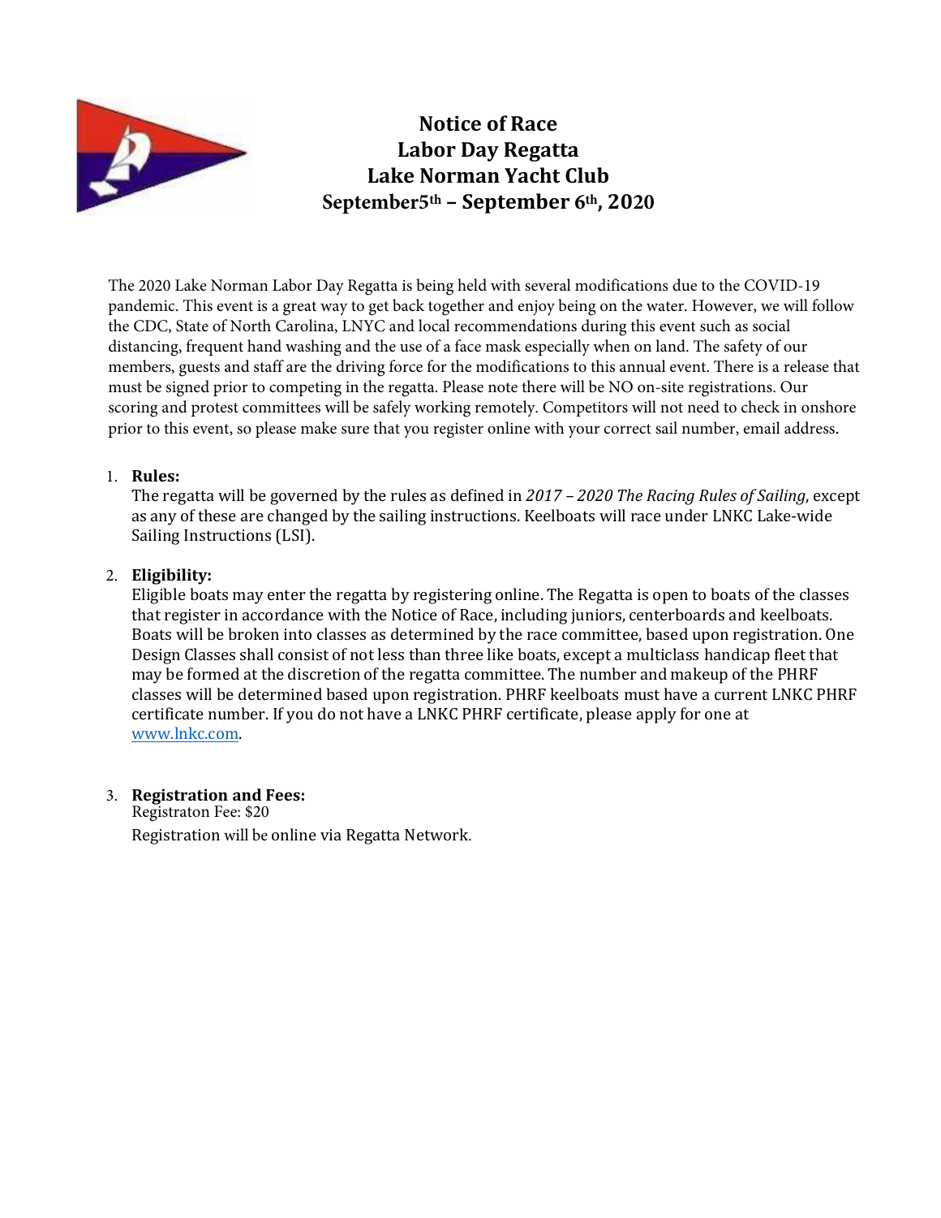# Notice of Race
# Labor Day Regatta
# Lake Norman Yacht Club
# September5th – September 6th, 2020

The 2020 Lake Norman Labor Day Regatta is being held with several modifications due to the COVID-19 pandemic. This event is a great way to get back together and enjoy being on the water. However, we will follow the CDC, State of North Carolina, LNYC and local recommendations during this event such as social distancing, frequent hand washing and the use of a face mask especially when on land. The safety of our members, guests and staff are the driving force for the modifications to this annual event. There is a release that must be signed prior to competing in the regatta. Please note there will be NO on-site registrations. Our scoring and protest committees will be safely working remotely. Competitors will not need to check in onshore prior to this event, so please make sure that you register online with your correct sail number, email address.

1. **Rules:**
   The regatta will be governed by the rules as defined in *2017 – 2020 The Racing Rules of Sailing*, except as any of these are changed by the sailing instructions. Keelboats will race under LNKC Lake-wide Sailing Instructions (LSI).

2. **Eligibility:**
   Eligible boats may enter the regatta by registering online. The Regatta is open to boats of the classes that register in accordance with the Notice of Race, including juniors, centerboards and keelboats. Boats will be broken into classes as determined by the race committee, based upon registration. One Design Classes shall consist of not less than three like boats, except a multiclass handicap fleet that may be formed at the discretion of the regatta committee. The number and makeup of the PHRF classes will be determined based upon registration. PHRF keelboats must have a current LNKC PHRF certificate number. If you do not have a LNKC PHRF certificate, please apply for one at www.lnkc.com.

3. **Registration and Fees:**
   Registraton Fee: $20
   Registration will be online via Regatta Network.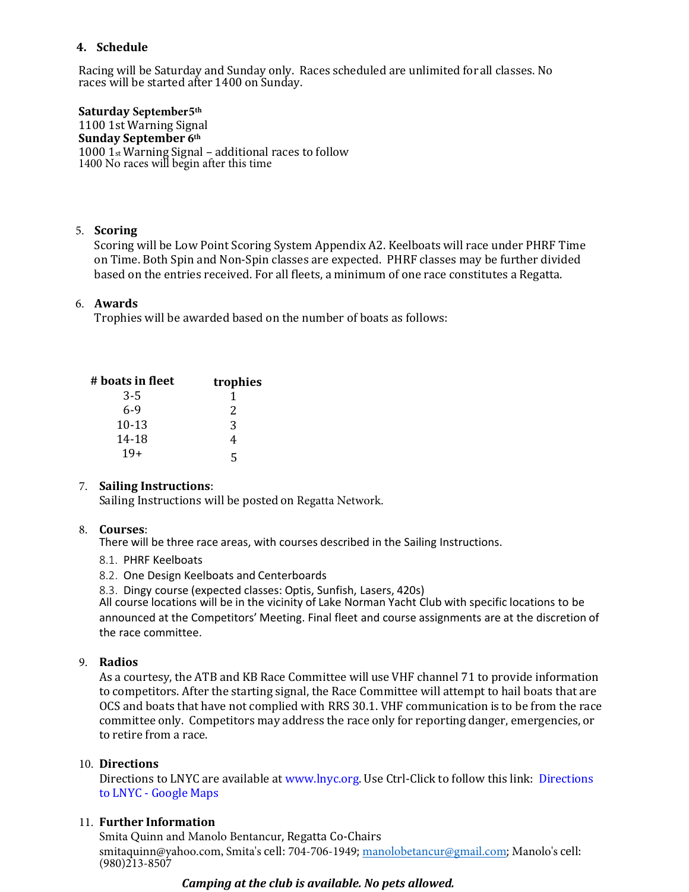## 4. Schedule

Racing will be Saturday and Sunday only. Races scheduled are unlimited for all classes. No races will be started after 1400 on Sunday.

**Saturday September 5th**
1100 1st Warning Signal
**Sunday September 6th**
1000 1st Warning Signal – additional races to follow
1400 No races will begin after this time

## 5. Scoring

Scoring will be Low Point Scoring System Appendix A2. Keelboats will race under PHRF Time on Time. Both Spin and Non-Spin classes are expected. PHRF classes may be further divided based on the entries received. For all fleets, a minimum of one race constitutes a Regatta.

## 6. Awards

Trophies will be awarded based on the number of boats as follows:

| # boats in fleet | trophies |
|---|---|
| 3-5 | 1 |
| 6-9 | 2 |
| 10-13 | 3 |
| 14-18 | 4 |
| 19+ | 5 |

## 7. Sailing Instructions:

Sailing Instructions will be posted on Regatta Network.

## 8. Courses:

There will be three race areas, with courses described in the Sailing Instructions.

8.1. PHRF Keelboats
8.2. One Design Keelboats and Centerboards
8.3. Dingy course (expected classes: Optis, Sunfish, Lasers, 420s)

All course locations will be in the vicinity of Lake Norman Yacht Club with specific locations to be announced at the Competitors' Meeting. Final fleet and course assignments are at the discretion of the race committee.

## 9. Radios

As a courtesy, the ATB and KB Race Committee will use VHF channel 71 to provide information to competitors. After the starting signal, the Race Committee will attempt to hail boats that are OCS and boats that have not complied with RRS 30.1. VHF communication is to be from the race committee only. Competitors may address the race only for reporting danger, emergencies, or to retire from a race.

## 10. Directions

Directions to LNYC are available at www.lnyc.org. Use Ctrl-Click to follow this link: Directions to LNYC - Google Maps

## 11. Further Information

Smita Quinn and Manolo Bentancur, Regatta Co-Chairs
smitaquinn@yahoo.com, Smita's cell: 704-706-1949; manolobetancur@gmail.com; Manolo's cell: (980)213-8507

***Camping at the club is available. No pets allowed.***